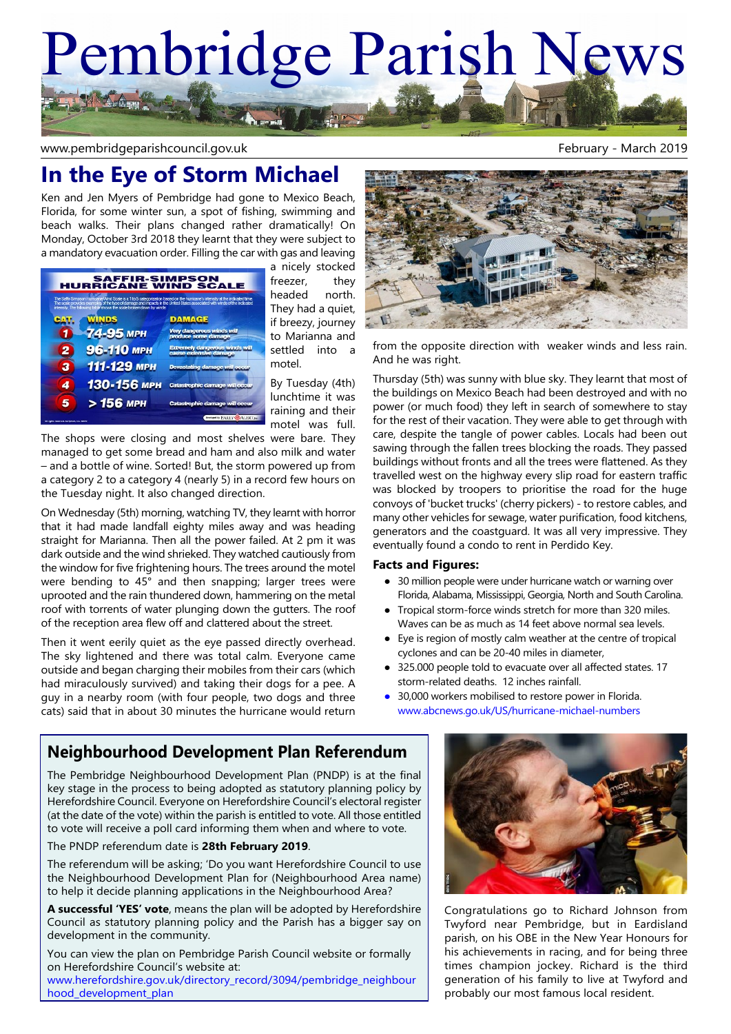# Pembridge Parish News

www.pembridgeparishcouncil.gov.uk

February - March 2019

## In the Eye of Storm Michael

Ken and Jen Myers of Pembridge had gone to Mexico Beach, Florida, for some winter sun, a spot of fishing, swimming and beach walks. Their plans changed rather dramatically! On Monday, October 3rd 2018 they learnt that they were subject to a mandatory evacuation order. Filling the car with gas and leaving a nicely stocked freezer, they headed north. They had a quiet, if breezy, journey to Marianna and settled into a motel.

By Tuesday (4th) lunchtime it was raining and their motel was full. The shops were closing and most shelves were bare. They managed to get some bread and ham and also milk and water – and a bottle of wine. Sorted! But, the storm powered up from a category 2 to a category 4 (nearly 5) in a record few hours on the Tuesday night. It also changed direction.

On Wednesday (5th) morning, watching TV, they learnt with horror that it had made landfall eighty miles away and was heading straight for Marianna. Then all the power failed. At 2 pm it was dark outside and the wind shrieked. They watched cautiously from the window for five frightening hours. The trees around the motel were bending to 45° and then snapping; larger trees were uprooted and the rain thundered down, hammering on the metal roof with torrents of water plunging down the gutters. The roof of the reception area flew off and clattered about the street.

Then it went eerily quiet as the eye passed directly overhead. The sky lightened and there was total calm. Everyone came outside and began charging their mobiles from their cars (which had miraculously survived) and taking their dogs for a pee. A guy in a nearby room (with four people, two dogs and three cats) said that in about 30 minutes the hurricane would return from the opposite direction with weaker winds and less rain. And he was right.

Thursday (5th) was sunny with blue sky. They learnt that most of the buildings on Mexico Beach had been destroyed and with no power (or much food) they left in search of somewhere to stay for the rest of their vacation. They were able to get through with care, despite the tangle of power cables. Locals had been out sawing through the fallen trees blocking the roads. They passed buildings without fronts and all the trees were flattened. As they travelled west on the highway every slip road for eastern traffic was blocked by troopers to prioritise the road for the huge convoys of 'bucket trucks' (cherry pickers) - to restore cables, and many other vehicles for sewage, water purification, food kitchens, generators and the coastguard. It was all very impressive. They eventually found a condo to rent in Perdido Key.

### Facts and Figures:

- 30 million people were under hurricane watch or warning over Florida, Alabama, Mississippi, Georgia, North and South Carolina.
- Tropical storm-force winds stretch for more than 320 miles. Waves can be as much as 14 feet above normal sea levels.
- Eye is region of mostly calm weather at the centre of tropical cyclones and can be 20-40 miles in diameter,
- 325.000 people told to evacuate over all affected states. 17 storm-related deaths. 12 inches rainfall.
- 30,000 workers mobilised to restore power in Florida. www.abcnews.go.uk/US/hurricane-michael-numbers

## Neighbourhood Development Plan Referendum

The Pembridge Neighbourhood Development Plan (PNDP) is at the final key stage in the process to being adopted as statutory planning policy by Herefordshire Council. Everyone on Herefordshire Council's electoral register (at the date of the vote) within the parish is entitled to vote. All those entitled to vote will receive a poll card informing them when and where to vote.

The PNDP referendum date is **28th February 2019**.

The referendum will be asking; 'Do you want Herefordshire Council to use the Neighbourhood Development Plan for (Neighbourhood Area name) to help it decide planning applications in the Neighbourhood Area?

**A successful 'YES' vote**, means the plan will be adopted by Herefordshire Council as statutory planning policy and the Parish has a bigger say on development in the community.

You can view the plan on Pembridge Parish Council website or formally on Herefordshire Council's website at: www.herefordshire.gov.uk/directory_record/3094/pembridge_neighbourhood_development_plan

Congratulations go to Richard Johnson from Twyford near Pembridge, but in Eardisland parish, on his OBE in the New Year Honours for his achievements in racing, and for being three times champion jockey. Richard is the third generation of his family to live at Twyford and probably our most famous local resident.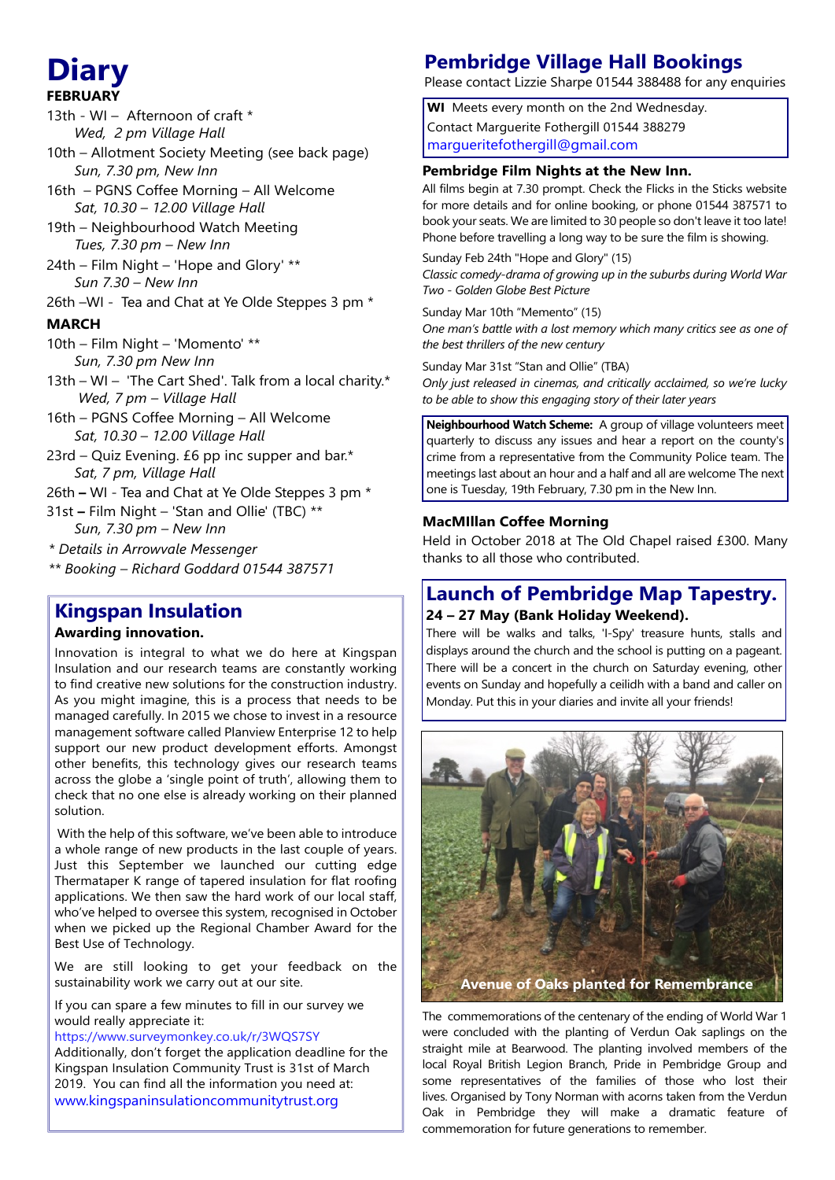# Diary

**FEBRUARY**

13th - WI – Afternoon of craft *
*Wed, 2 pm Village Hall*

10th – Allotment Society Meeting (see back page)
*Sun, 7.30 pm, New Inn*

16th – PGNS Coffee Morning – All Welcome
*Sat, 10.30 – 12.00 Village Hall*

19th – Neighbourhood Watch Meeting
*Tues, 7.30 pm – New Inn*

24th – Film Night – 'Hope and Glory' **
*Sun 7.30 – New Inn*

26th –WI - Tea and Chat at Ye Olde Steppes 3 pm *

**MARCH**

10th – Film Night – 'Momento' **
*Sun, 7.30 pm New Inn*

13th – WI – 'The Cart Shed'. Talk from a local charity.*
*Wed, 7 pm – Village Hall*

16th – PGNS Coffee Morning – All Welcome
*Sat, 10.30 – 12.00 Village Hall*

23rd – Quiz Evening. £6 pp inc supper and bar.*
*Sat, 7 pm, Village Hall*

26th – WI - Tea and Chat at Ye Olde Steppes 3 pm *

31st – Film Night – 'Stan and Ollie' (TBC) **
*Sun, 7.30 pm – New Inn*

*\* Details in Arrowvale Messenger*

*\*\* Booking – Richard Goddard 01544 387571*

## Kingspan Insulation

**Awarding innovation.**

Innovation is integral to what we do here at Kingspan Insulation and our research teams are constantly working to find creative new solutions for the construction industry. As you might imagine, this is a process that needs to be managed carefully. In 2015 we chose to invest in a resource management software called Planview Enterprise 12 to help support our new product development efforts. Amongst other benefits, this technology gives our research teams across the globe a 'single point of truth', allowing them to check that no one else is already working on their planned solution.

With the help of this software, we've been able to introduce a whole range of new products in the last couple of years. Just this September we launched our cutting edge Thermataper K range of tapered insulation for flat roofing applications. We then saw the hard work of our local staff, who've helped to oversee this system, recognised in October when we picked up the Regional Chamber Award for the Best Use of Technology.

We are still looking to get your feedback on the sustainability work we carry out at our site.

If you can spare a few minutes to fill in our survey we would really appreciate it:
https://www.surveymonkey.co.uk/r/3WQS7SY
Additionally, don't forget the application deadline for the Kingspan Insulation Community Trust is 31st of March 2019. You can find all the information you need at:
www.kingspaninsulationcommunitytrust.org

## Pembridge Village Hall Bookings

Please contact Lizzie Sharpe 01544 388488 for any enquiries

**WI** Meets every month on the 2nd Wednesday.
Contact Marguerite Fothergill 01544 388279
margueritefothergill@gmail.com

### Pembridge Film Nights at the New Inn.

All films begin at 7.30 prompt. Check the Flicks in the Sticks website for more details and for online booking, or phone 01544 387571 to book your seats. We are limited to 30 people so don't leave it too late! Phone before travelling a long way to be sure the film is showing.

Sunday Feb 24th "Hope and Glory" (15)
*Classic comedy-drama of growing up in the suburbs during World War Two - Golden Globe Best Picture*

Sunday Mar 10th "Memento" (15)
*One man's battle with a lost memory which many critics see as one of the best thrillers of the new century*

Sunday Mar 31st "Stan and Ollie" (TBA)
*Only just released in cinemas, and critically acclaimed, so we're lucky to be able to show this engaging story of their later years*

**Neighbourhood Watch Scheme:** A group of village volunteers meet quarterly to discuss any issues and hear a report on the county's crime from a representative from the Community Police team. The meetings last about an hour and a half and all are welcome The next one is Tuesday, 19th February, 7.30 pm in the New Inn.

### MacMIllan Coffee Morning

Held in October 2018 at The Old Chapel raised £300. Many thanks to all those who contributed.

## Launch of Pembridge Map Tapestry.

**24 – 27 May (Bank Holiday Weekend).**

There will be walks and talks, 'I-Spy' treasure hunts, stalls and displays around the church and the school is putting on a pageant. There will be a concert in the church on Saturday evening, other events on Sunday and hopefully a ceilidh with a band and caller on Monday. Put this in your diaries and invite all your friends!

Avenue of Oaks planted for Remembrance

The commemorations of the centenary of the ending of World War 1 were concluded with the planting of Verdun Oak saplings on the straight mile at Bearwood. The planting involved members of the local Royal British Legion Branch, Pride in Pembridge Group and some representatives of the families of those who lost their lives. Organised by Tony Norman with acorns taken from the Verdun Oak in Pembridge they will make a dramatic feature of commemoration for future generations to remember.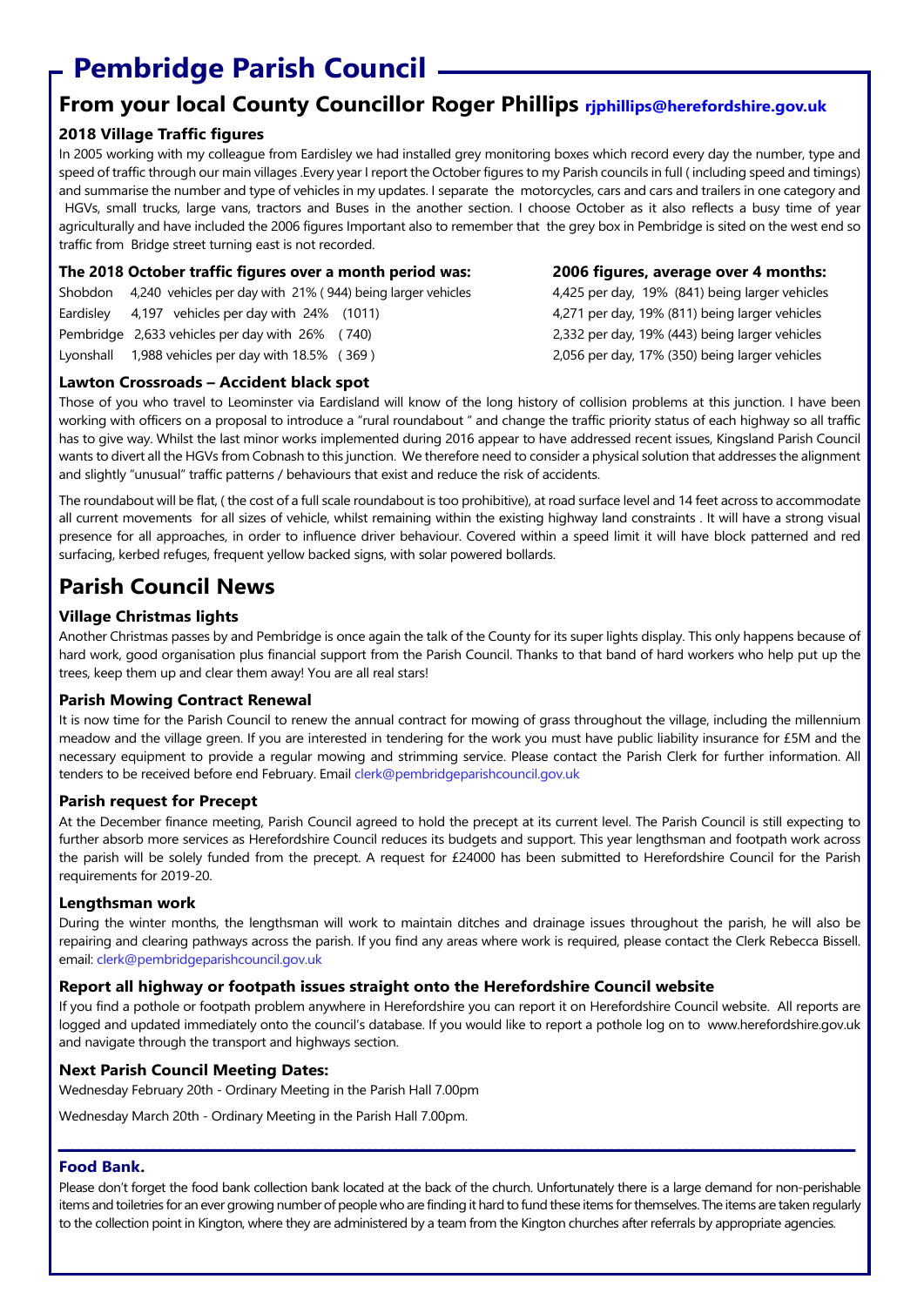# Pembridge Parish Council

## From your local County Councillor Roger Phillips rjphillips@herefordshire.gov.uk

### 2018 Village Traffic figures

In 2005 working with my colleague from Eardisley we had installed grey monitoring boxes which record every day the number, type and speed of traffic through our main villages .Every year I report the October figures to my Parish councils in full ( including speed and timings) and summarise the number and type of vehicles in my updates. I separate the motorcycles, cars and cars and trailers in one category and HGVs, small trucks, large vans, tractors and Buses in the another section. I choose October as it also reflects a busy time of year agriculturally and have included the 2006 figures Important also to remember that the grey box in Pembridge is sited on the west end so traffic from Bridge street turning east is not recorded.

| | **The 2018 October traffic figures over a month period was:** | **2006 figures, average over 4 months:** |
|---|---|---|
| Shobdon | 4,240 vehicles per day with 21% ( 944) being larger vehicles | 4,425 per day, 19% (841) being larger vehicles |
| Eardisley | 4,197 vehicles per day with 24% (1011) | 4,271 per day, 19% (811) being larger vehicles |
| Pembridge | 2,633 vehicles per day with 26% ( 740) | 2,332 per day, 19% (443) being larger vehicles |
| Lyonshall | 1,988 vehicles per day with 18.5% ( 369 ) | 2,056 per day, 17% (350) being larger vehicles |

### Lawton Crossroads – Accident black spot

Those of you who travel to Leominster via Eardisland will know of the long history of collision problems at this junction. I have been working with officers on a proposal to introduce a "rural roundabout " and change the traffic priority status of each highway so all traffic has to give way. Whilst the last minor works implemented during 2016 appear to have addressed recent issues, Kingsland Parish Council wants to divert all the HGVs from Cobnash to this junction. We therefore need to consider a physical solution that addresses the alignment and slightly "unusual" traffic patterns / behaviours that exist and reduce the risk of accidents.

The roundabout will be flat, ( the cost of a full scale roundabout is too prohibitive), at road surface level and 14 feet across to accommodate all current movements for all sizes of vehicle, whilst remaining within the existing highway land constraints . It will have a strong visual presence for all approaches, in order to influence driver behaviour. Covered within a speed limit it will have block patterned and red surfacing, kerbed refuges, frequent yellow backed signs, with solar powered bollards.

## Parish Council News

### Village Christmas lights

Another Christmas passes by and Pembridge is once again the talk of the County for its super lights display. This only happens because of hard work, good organisation plus financial support from the Parish Council. Thanks to that band of hard workers who help put up the trees, keep them up and clear them away! You are all real stars!

### Parish Mowing Contract Renewal

It is now time for the Parish Council to renew the annual contract for mowing of grass throughout the village, including the millennium meadow and the village green. If you are interested in tendering for the work you must have public liability insurance for £5M and the necessary equipment to provide a regular mowing and strimming service. Please contact the Parish Clerk for further information. All tenders to be received before end February. Email clerk@pembridgeparishcouncil.gov.uk

### Parish request for Precept

At the December finance meeting, Parish Council agreed to hold the precept at its current level. The Parish Council is still expecting to further absorb more services as Herefordshire Council reduces its budgets and support. This year lengthsman and footpath work across the parish will be solely funded from the precept. A request for £24000 has been submitted to Herefordshire Council for the Parish requirements for 2019-20.

### Lengthsman work

During the winter months, the lengthsman will work to maintain ditches and drainage issues throughout the parish, he will also be repairing and clearing pathways across the parish. If you find any areas where work is required, please contact the Clerk Rebecca Bissell. email: clerk@pembridgeparishcouncil.gov.uk

### Report all highway or footpath issues straight onto the Herefordshire Council website

If you find a pothole or footpath problem anywhere in Herefordshire you can report it on Herefordshire Council website. All reports are logged and updated immediately onto the council's database. If you would like to report a pothole log on to www.herefordshire.gov.uk and navigate through the transport and highways section.

### Next Parish Council Meeting Dates:

Wednesday February 20th - Ordinary Meeting in the Parish Hall 7.00pm

Wednesday March 20th - Ordinary Meeting in the Parish Hall 7.00pm.

### Food Bank.

Please don't forget the food bank collection bank located at the back of the church. Unfortunately there is a large demand for non-perishable items and toiletries for an ever growing number of people who are finding it hard to fund these items for themselves. The items are taken regularly to the collection point in Kington, where they are administered by a team from the Kington churches after referrals by appropriate agencies.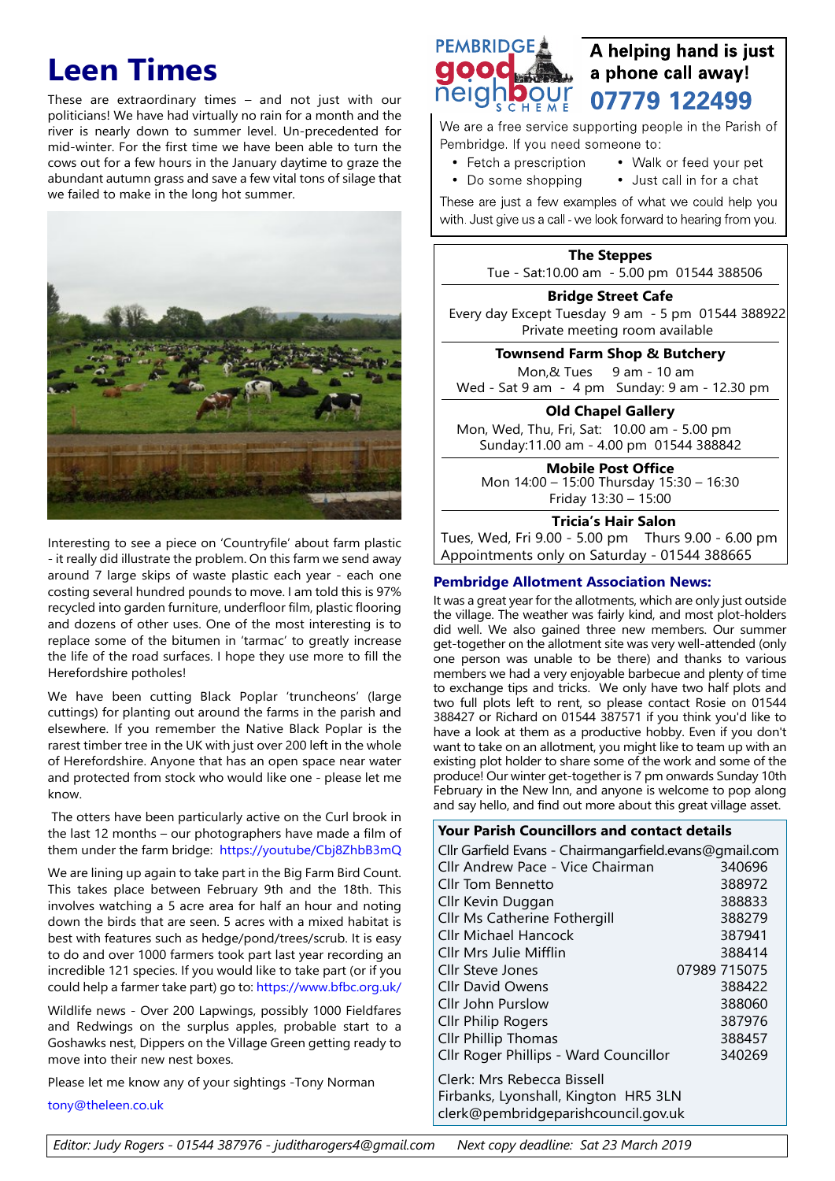# Leen Times

These are extraordinary times – and not just with our politicians! We have had virtually no rain for a month and the river is nearly down to summer level. Un-precedented for mid-winter. For the first time we have been able to turn the cows out for a few hours in the January daytime to graze the abundant autumn grass and save a few vital tons of silage that we failed to make in the long hot summer.

Interesting to see a piece on 'Countryfile' about farm plastic - it really did illustrate the problem. On this farm we send away around 7 large skips of waste plastic each year - each one costing several hundred pounds to move. I am told this is 97% recycled into garden furniture, underfloor film, plastic flooring and dozens of other uses. One of the most interesting is to replace some of the bitumen in 'tarmac' to greatly increase the life of the road surfaces. I hope they use more to fill the Herefordshire potholes!

We have been cutting Black Poplar 'truncheons' (large cuttings) for planting out around the farms in the parish and elsewhere. If you remember the Native Black Poplar is the rarest timber tree in the UK with just over 200 left in the whole of Herefordshire. Anyone that has an open space near water and protected from stock who would like one - please let me know.

The otters have been particularly active on the Curl brook in the last 12 months – our photographers have made a film of them under the farm bridge: https://youtube/Cbj8ZhbB3mQ

We are lining up again to take part in the Big Farm Bird Count. This takes place between February 9th and the 18th. This involves watching a 5 acre area for half an hour and noting down the birds that are seen. 5 acres with a mixed habitat is best with features such as hedge/pond/trees/scrub. It is easy to do and over 1000 farmers took part last year recording an incredible 121 species. If you would like to take part (or if you could help a farmer take part) go to: https://www.bfbc.org.uk/

Wildlife news - Over 200 Lapwings, possibly 1000 Fieldfares and Redwings on the surplus apples, probable start to a Goshawks nest, Dippers on the Village Green getting ready to move into their new nest boxes.

Please let me know any of your sightings -Tony Norman

tony@theleen.co.uk

## PEMBRIDGE good neighbour SCHEME

**A helping hand is just a phone call away!**

**07779 122499**

We are a free service supporting people in the Parish of Pembridge. If you need someone to:

- Fetch a prescription
- Do some shopping
- Walk or feed your pet
- Just call in for a chat

These are just a few examples of what we could help you with. Just give us a call - we look forward to hearing from you.

**The Steppes**
Tue - Sat:10.00 am - 5.00 pm 01544 388506

**Bridge Street Cafe**
Every day Except Tuesday 9 am - 5 pm 01544 388922
Private meeting room available

**Townsend Farm Shop & Butchery**
Mon,& Tues 9 am - 10 am
Wed - Sat 9 am - 4 pm Sunday: 9 am - 12.30 pm

**Old Chapel Gallery**
Mon, Wed, Thu, Fri, Sat: 10.00 am - 5.00 pm
Sunday:11.00 am - 4.00 pm 01544 388842

**Mobile Post Office**
Mon 14:00 – 15:00 Thursday 15:30 – 16:30
Friday 13:30 – 15:00

**Tricia's Hair Salon**
Tues, Wed, Fri 9.00 - 5.00 pm Thurs 9.00 - 6.00 pm
Appointments only on Saturday - 01544 388665

### Pembridge Allotment Association News:

It was a great year for the allotments, which are only just outside the village. The weather was fairly kind, and most plot-holders did well. We also gained three new members. Our summer get-together on the allotment site was very well-attended (only one person was unable to be there) and thanks to various members we had a very enjoyable barbecue and plenty of time to exchange tips and tricks. We only have two half plots and two full plots left to rent, so please contact Rosie on 01544 388427 or Richard on 01544 387571 if you think you'd like to have a look at them as a productive hobby. Even if you don't want to take on an allotment, you might like to team up with an existing plot holder to share some of the work and some of the produce! Our winter get-together is 7 pm onwards Sunday 10th February in the New Inn, and anyone is welcome to pop along and say hello, and find out more about this great village asset.

### Your Parish Councillors and contact details

| | |
|---|---|
| Cllr Garfield Evans - Chairmangarfield.evans@gmail.com | |
| Cllr Andrew Pace - Vice Chairman | 340696 |
| Cllr Tom Bennetto | 388972 |
| Cllr Kevin Duggan | 388833 |
| Cllr Ms Catherine Fothergill | 388279 |
| Cllr Michael Hancock | 387941 |
| Cllr Mrs Julie Mifflin | 388414 |
| Cllr Steve Jones | 07989 715075 |
| Cllr David Owens | 388422 |
| Cllr John Purslow | 388060 |
| Cllr Philip Rogers | 387976 |
| Cllr Phillip Thomas | 388457 |
| Cllr Roger Phillips - Ward Councillor | 340269 |

Clerk: Mrs Rebecca Bissell
Firbanks, Lyonshall, Kington HR5 3LN
clerk@pembridgeparishcouncil.gov.uk

*Editor: Judy Rogers - 01544 387976 - juditharogers4@gmail.com Next copy deadline: Sat 23 March 2019*